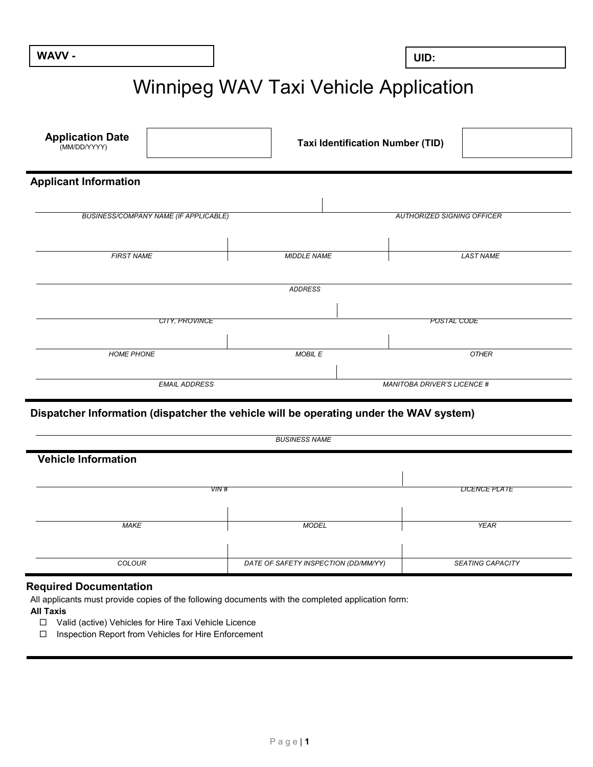| WAVV - | UID: |
|---|---|

# Winnipeg WAV Taxi Vehicle Application

| **Application Date** (MM/DD/YYYY) | | **Taxi Identification Number (TID)** | |
|---|---|---|---|

## Applicant Information

| | |
|---|---|
| *BUSINESS/COMPANY NAME (IF APPLICABLE)* | *AUTHORIZED SIGNING OFFICER* |

| | | |
|---|---|---|
| *FIRST NAME* | *MIDDLE NAME* | *LAST NAME* |

| |
|---|
| *ADDRESS* |

| | |
|---|---|
| *CITY, PROVINCE* | *POSTAL CODE* |

| | | |
|---|---|---|
| *HOME PHONE* | *MOBIL E* | *OTHER* |

| | |
|---|---|
| *EMAIL ADDRESS* | *MANITOBA DRIVER'S LICENCE #* |

## Dispatcher Information (dispatcher the vehicle will be operating under the WAV system)

| |
|---|
| *BUSINESS NAME* |

## Vehicle Information

| | |
|---|---|
| *VIN #* | *LICENCE PLATE* |

| | | |
|---|---|---|
| *MAKE* | *MODEL* | *YEAR* |

| | | |
|---|---|---|
| *COLOUR* | *DATE OF SAFETY INSPECTION (DD/MM/YY)* | *SEATING CAPACITY* |

## Required Documentation

All applicants must provide copies of the following documents with the completed application form:

**All Taxis**

- ☐ Valid (active) Vehicles for Hire Taxi Vehicle Licence
- ☐ Inspection Report from Vehicles for Hire Enforcement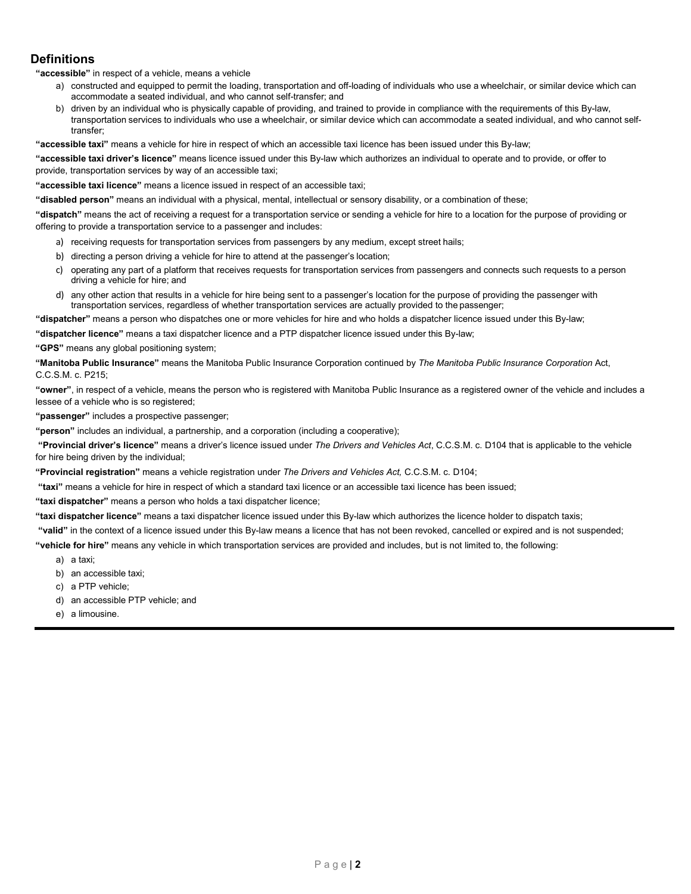## Definitions

**"accessible"** in respect of a vehicle, means a vehicle

a) constructed and equipped to permit the loading, transportation and off-loading of individuals who use a wheelchair, or similar device which can accommodate a seated individual, and who cannot self-transfer; and
b) driven by an individual who is physically capable of providing, and trained to provide in compliance with the requirements of this By-law, transportation services to individuals who use a wheelchair, or similar device which can accommodate a seated individual, and who cannot self-transfer;

**"accessible taxi"** means a vehicle for hire in respect of which an accessible taxi licence has been issued under this By-law;

**"accessible taxi driver's licence"** means licence issued under this By-law which authorizes an individual to operate and to provide, or offer to provide, transportation services by way of an accessible taxi;

**"accessible taxi licence"** means a licence issued in respect of an accessible taxi;

**"disabled person"** means an individual with a physical, mental, intellectual or sensory disability, or a combination of these;

**"dispatch"** means the act of receiving a request for a transportation service or sending a vehicle for hire to a location for the purpose of providing or offering to provide a transportation service to a passenger and includes:

a) receiving requests for transportation services from passengers by any medium, except street hails;
b) directing a person driving a vehicle for hire to attend at the passenger's location;
c) operating any part of a platform that receives requests for transportation services from passengers and connects such requests to a person driving a vehicle for hire; and
d) any other action that results in a vehicle for hire being sent to a passenger's location for the purpose of providing the passenger with transportation services, regardless of whether transportation services are actually provided to the passenger;

**"dispatcher"** means a person who dispatches one or more vehicles for hire and who holds a dispatcher licence issued under this By-law;

**"dispatcher licence"** means a taxi dispatcher licence and a PTP dispatcher licence issued under this By-law;

**"GPS"** means any global positioning system;

**"Manitoba Public Insurance"** means the Manitoba Public Insurance Corporation continued by *The Manitoba Public Insurance Corporation* Act, C.C.S.M. c. P215;

**"owner"**, in respect of a vehicle, means the person who is registered with Manitoba Public Insurance as a registered owner of the vehicle and includes a lessee of a vehicle who is so registered;

**"passenger"** includes a prospective passenger;

**"person"** includes an individual, a partnership, and a corporation (including a cooperative);

**"Provincial driver's licence"** means a driver's licence issued under *The Drivers and Vehicles Act*, C.C.S.M. c. D104 that is applicable to the vehicle for hire being driven by the individual;

**"Provincial registration"** means a vehicle registration under *The Drivers and Vehicles Act,* C.C.S.M. c. D104;

**"taxi"** means a vehicle for hire in respect of which a standard taxi licence or an accessible taxi licence has been issued;

**"taxi dispatcher"** means a person who holds a taxi dispatcher licence;

**"taxi dispatcher licence"** means a taxi dispatcher licence issued under this By-law which authorizes the licence holder to dispatch taxis;

**"valid"** in the context of a licence issued under this By-law means a licence that has not been revoked, cancelled or expired and is not suspended;

**"vehicle for hire"** means any vehicle in which transportation services are provided and includes, but is not limited to, the following:

a) a taxi;
b) an accessible taxi;
c) a PTP vehicle;
d) an accessible PTP vehicle; and
e) a limousine.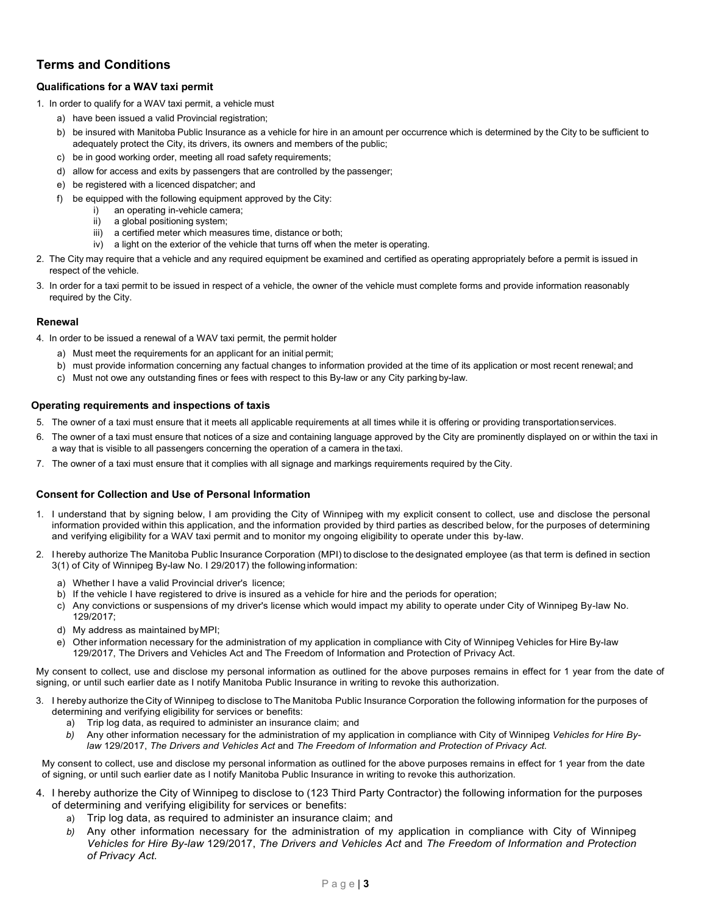## Terms and Conditions

### Qualifications for a WAV taxi permit

1. In order to qualify for a WAV taxi permit, a vehicle must
   a) have been issued a valid Provincial registration;
   b) be insured with Manitoba Public Insurance as a vehicle for hire in an amount per occurrence which is determined by the City to be sufficient to adequately protect the City, its drivers, its owners and members of the public;
   c) be in good working order, meeting all road safety requirements;
   d) allow for access and exits by passengers that are controlled by the passenger;
   e) be registered with a licenced dispatcher; and
   f) be equipped with the following equipment approved by the City:
      i) an operating in-vehicle camera;
      ii) a global positioning system;
      iii) a certified meter which measures time, distance or both;
      iv) a light on the exterior of the vehicle that turns off when the meter is operating.
2. The City may require that a vehicle and any required equipment be examined and certified as operating appropriately before a permit is issued in respect of the vehicle.
3. In order for a taxi permit to be issued in respect of a vehicle, the owner of the vehicle must complete forms and provide information reasonably required by the City.

### Renewal

4. In order to be issued a renewal of a WAV taxi permit, the permit holder
   a) Must meet the requirements for an applicant for an initial permit;
   b) must provide information concerning any factual changes to information provided at the time of its application or most recent renewal; and
   c) Must not owe any outstanding fines or fees with respect to this By-law or any City parking by-law.

### Operating requirements and inspections of taxis

5. The owner of a taxi must ensure that it meets all applicable requirements at all times while it is offering or providing transportation services.
6. The owner of a taxi must ensure that notices of a size and containing language approved by the City are prominently displayed on or within the taxi in a way that is visible to all passengers concerning the operation of a camera in the taxi.
7. The owner of a taxi must ensure that it complies with all signage and markings requirements required by the City.

### Consent for Collection and Use of Personal Information

1. I understand that by signing below, I am providing the City of Winnipeg with my explicit consent to collect, use and disclose the personal information provided within this application, and the information provided by third parties as described below, for the purposes of determining and verifying eligibility for a WAV taxi permit and to monitor my ongoing eligibility to operate under this by-law.
2. I hereby authorize The Manitoba Public Insurance Corporation (MPI) to disclose to the designated employee (as that term is defined in section 3(1) of City of Winnipeg By-law No. I 29/2017) the following information:
   a) Whether I have a valid Provincial driver's licence;
   b) If the vehicle I have registered to drive is insured as a vehicle for hire and the periods for operation;
   c) Any convictions or suspensions of my driver's license which would impact my ability to operate under City of Winnipeg By-law No. 129/2017;
   d) My address as maintained by MPI;
   e) Other information necessary for the administration of my application in compliance with City of Winnipeg Vehicles for Hire By-law 129/2017, The Drivers and Vehicles Act and The Freedom of Information and Protection of Privacy Act.

My consent to collect, use and disclose my personal information as outlined for the above purposes remains in effect for 1 year from the date of signing, or until such earlier date as I notify Manitoba Public Insurance in writing to revoke this authorization.

3. I hereby authorize the City of Winnipeg to disclose to The Manitoba Public Insurance Corporation the following information for the purposes of determining and verifying eligibility for services or benefits:
   a) Trip log data, as required to administer an insurance claim; and
   b) Any other information necessary for the administration of my application in compliance with City of Winnipeg *Vehicles for Hire By-law* 129/2017, *The Drivers and Vehicles Act* and *The Freedom of Information and Protection of Privacy Act.*

My consent to collect, use and disclose my personal information as outlined for the above purposes remains in effect for 1 year from the date of signing, or until such earlier date as I notify Manitoba Public Insurance in writing to revoke this authorization.

4. I hereby authorize the City of Winnipeg to disclose to (123 Third Party Contractor) the following information for the purposes of determining and verifying eligibility for services or benefits:
   a) Trip log data, as required to administer an insurance claim; and
   b) Any other information necessary for the administration of my application in compliance with City of Winnipeg *Vehicles for Hire By-law* 129/2017, *The Drivers and Vehicles Act* and *The Freedom of Information and Protection of Privacy Act.*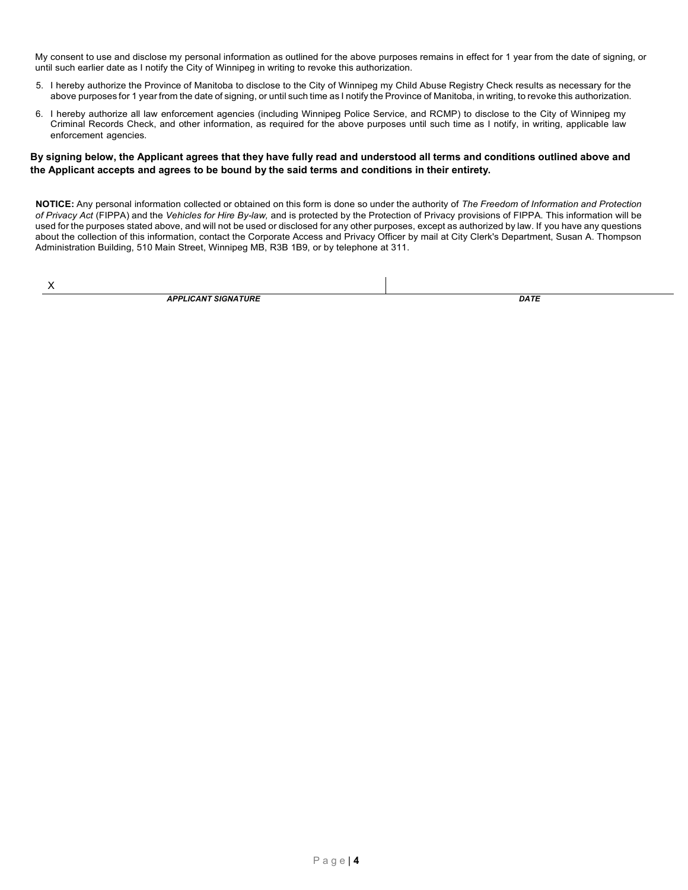My consent to use and disclose my personal information as outlined for the above purposes remains in effect for 1 year from the date of signing, or until such earlier date as I notify the City of Winnipeg in writing to revoke this authorization.

5. I hereby authorize the Province of Manitoba to disclose to the City of Winnipeg my Child Abuse Registry Check results as necessary for the above purposes for 1 year from the date of signing, or until such time as I notify the Province of Manitoba, in writing, to revoke this authorization.
6. I hereby authorize all law enforcement agencies (including Winnipeg Police Service, and RCMP) to disclose to the City of Winnipeg my Criminal Records Check, and other information, as required for the above purposes until such time as I notify, in writing, applicable law enforcement agencies.

**By signing below, the Applicant agrees that they have fully read and understood all terms and conditions outlined above and the Applicant accepts and agrees to be bound by the said terms and conditions in their entirety.**

**NOTICE:** Any personal information collected or obtained on this form is done so under the authority of *The Freedom of Information and Protection of Privacy Act* (FIPPA) and the *Vehicles for Hire By-law,* and is protected by the Protection of Privacy provisions of FIPPA. This information will be used for the purposes stated above, and will not be used or disclosed for any other purposes, except as authorized by law. If you have any questions about the collection of this information, contact the Corporate Access and Privacy Officer by mail at City Clerk's Department, Susan A. Thompson Administration Building, 510 Main Street, Winnipeg MB, R3B 1B9, or by telephone at 311.

| X | |
|---|---|
| ***APPLICANT SIGNATURE*** | ***DATE*** |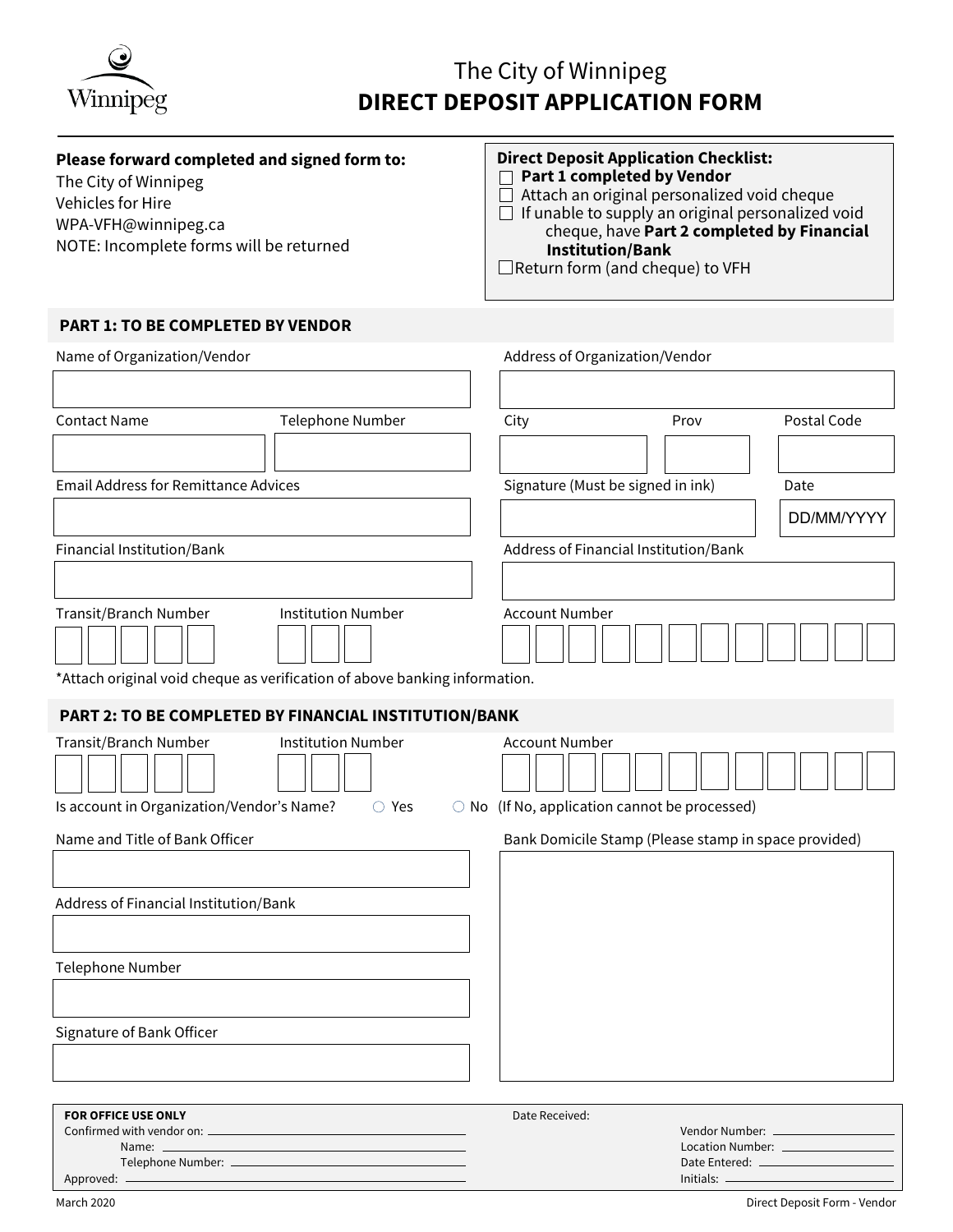# The City of Winnipeg
## DIRECT DEPOSIT APPLICATION FORM

**Please forward completed and signed form to:**
The City of Winnipeg
Vehicles for Hire
WPA-VFH@winnipeg.ca
NOTE: Incomplete forms will be returned

**Direct Deposit Application Checklist:**
- ☐ **Part 1 completed by Vendor**
- ☐ Attach an original personalized void cheque
- ☐ If unable to supply an original personalized void cheque, have **Part 2 completed by Financial Institution/Bank**
- ☐ Return form (and cheque) to VFH

### PART 1: TO BE COMPLETED BY VENDOR

Name of Organization/Vendor

Address of Organization/Vendor

Contact Name

Telephone Number

City

Prov

Postal Code

Email Address for Remittance Advices

Signature (Must be signed in ink)

Date DD/MM/YYYY

Financial Institution/Bank

Address of Financial Institution/Bank

Transit/Branch Number

Institution Number

Account Number

*Attach original void cheque as verification of above banking information.

### PART 2: TO BE COMPLETED BY FINANCIAL INSTITUTION/BANK

Transit/Branch Number

Institution Number

Account Number

Is account in Organization/Vendor's Name? ○ Yes ○ No (If No, application cannot be processed)

Name and Title of Bank Officer

Bank Domicile Stamp (Please stamp in space provided)

Address of Financial Institution/Bank

Telephone Number

Signature of Bank Officer

**FOR OFFICE USE ONLY**

Confirmed with vendor on: ______
Name: ______
Telephone Number: ______
Approved: ______

Date Received:

Vendor Number: ______
Location Number: ______
Date Entered: ______
Initials: ______

March 2020

Direct Deposit Form - Vendor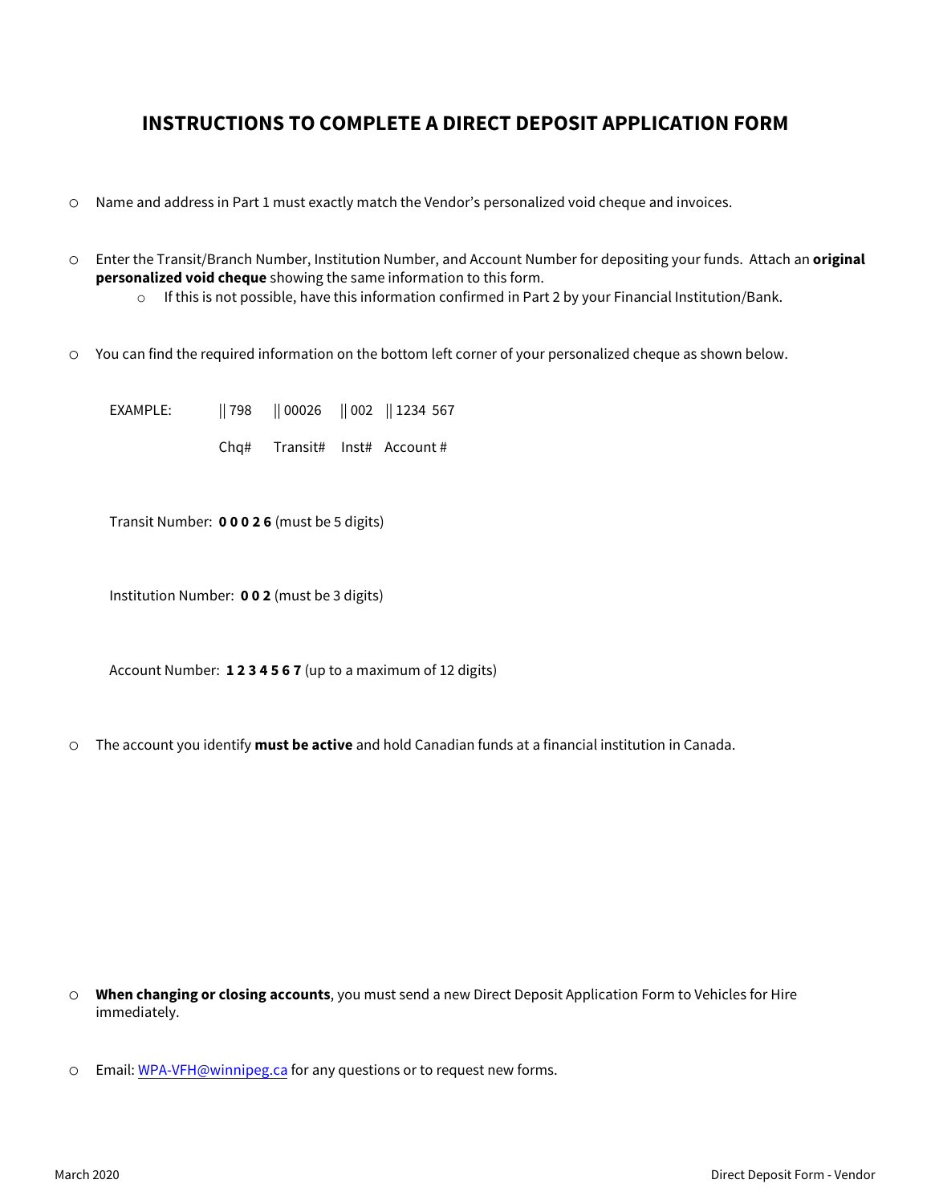# INSTRUCTIONS TO COMPLETE A DIRECT DEPOSIT APPLICATION FORM

- Name and address in Part 1 must exactly match the Vendor's personalized void cheque and invoices.

- Enter the Transit/Branch Number, Institution Number, and Account Number for depositing your funds. Attach an **original personalized void cheque** showing the same information to this form.
  - If this is not possible, have this information confirmed in Part 2 by your Financial Institution/Bank.

- You can find the required information on the bottom left corner of your personalized cheque as shown below.

| EXAMPLE: | \|\| 798 | \|\| 00026 | \|\| 002 | \|\| 1234 567 |
|---|---|---|---|---|
| | Chq# | Transit# | Inst# | Account # |

Transit Number: **0 0 0 2 6** (must be 5 digits)

Institution Number: **0 0 2** (must be 3 digits)

Account Number: **1 2 3 4 5 6 7** (up to a maximum of 12 digits)

- The account you identify **must be active** and hold Canadian funds at a financial institution in Canada.

- **When changing or closing accounts**, you must send a new Direct Deposit Application Form to Vehicles for Hire immediately.

- Email: WPA-VFH@winnipeg.ca for any questions or to request new forms.

March 2020 Direct Deposit Form - Vendor